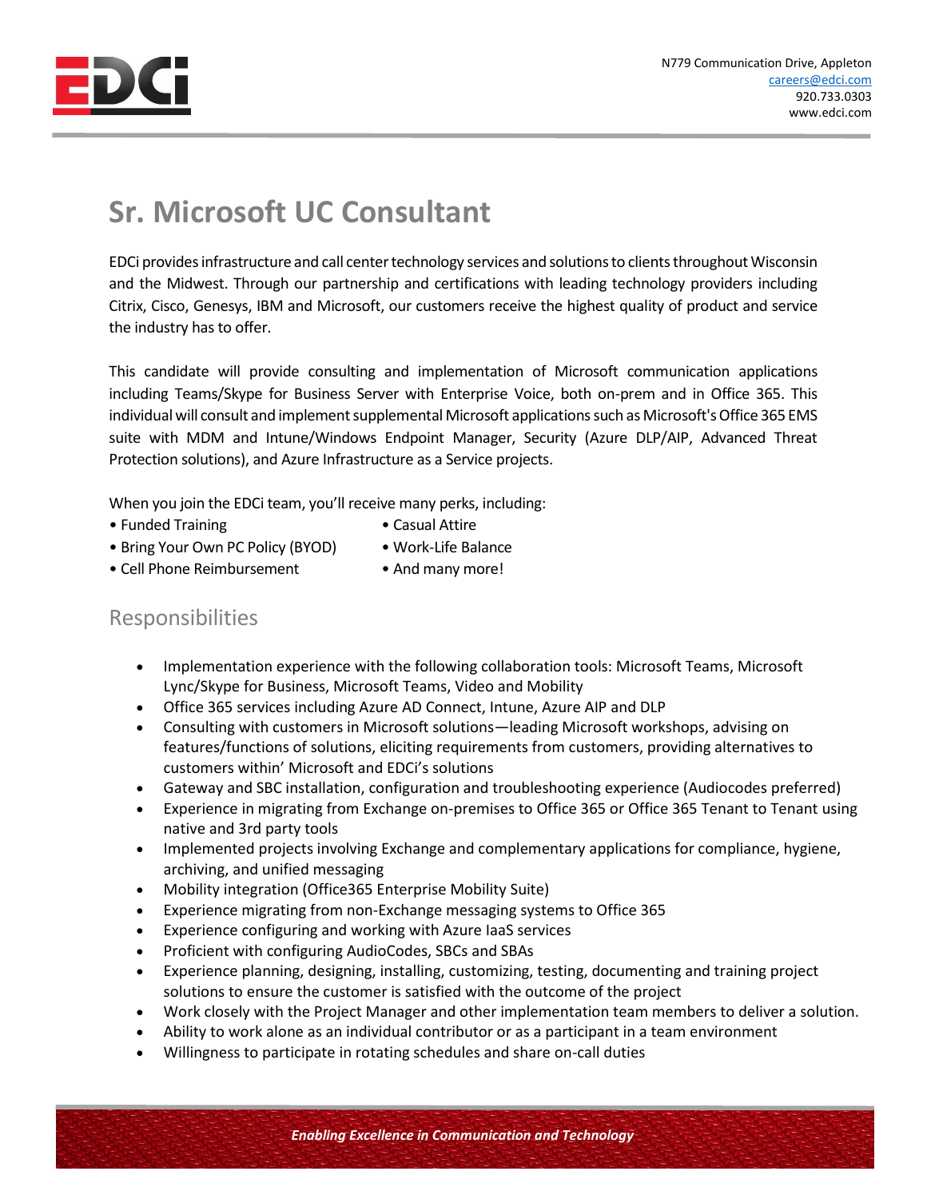N779 Communication Drive, Appleton
careers@edci.com
920.733.0303
www.edci.com

# Sr. Microsoft UC Consultant

EDCi provides infrastructure and call center technology services and solutions to clients throughout Wisconsin and the Midwest. Through our partnership and certifications with leading technology providers including Citrix, Cisco, Genesys, IBM and Microsoft, our customers receive the highest quality of product and service the industry has to offer.

This candidate will provide consulting and implementation of Microsoft communication applications including Teams/Skype for Business Server with Enterprise Voice, both on-prem and in Office 365. This individual will consult and implement supplemental Microsoft applications such as Microsoft's Office 365 EMS suite with MDM and Intune/Windows Endpoint Manager, Security (Azure DLP/AIP, Advanced Threat Protection solutions), and Azure Infrastructure as a Service projects.

When you join the EDCi team, you'll receive many perks, including:

- Funded Training
- Bring Your Own PC Policy (BYOD)
- Cell Phone Reimbursement
- Casual Attire
- Work-Life Balance
- And many more!

## Responsibilities

- Implementation experience with the following collaboration tools: Microsoft Teams, Microsoft Lync/Skype for Business, Microsoft Teams, Video and Mobility
- Office 365 services including Azure AD Connect, Intune, Azure AIP and DLP
- Consulting with customers in Microsoft solutions—leading Microsoft workshops, advising on features/functions of solutions, eliciting requirements from customers, providing alternatives to customers within' Microsoft and EDCi's solutions
- Gateway and SBC installation, configuration and troubleshooting experience (Audiocodes preferred)
- Experience in migrating from Exchange on-premises to Office 365 or Office 365 Tenant to Tenant using native and 3rd party tools
- Implemented projects involving Exchange and complementary applications for compliance, hygiene, archiving, and unified messaging
- Mobility integration (Office365 Enterprise Mobility Suite)
- Experience migrating from non-Exchange messaging systems to Office 365
- Experience configuring and working with Azure IaaS services
- Proficient with configuring AudioCodes, SBCs and SBAs
- Experience planning, designing, installing, customizing, testing, documenting and training project solutions to ensure the customer is satisfied with the outcome of the project
- Work closely with the Project Manager and other implementation team members to deliver a solution.
- Ability to work alone as an individual contributor or as a participant in a team environment
- Willingness to participate in rotating schedules and share on-call duties

*Enabling Excellence in Communication and Technology*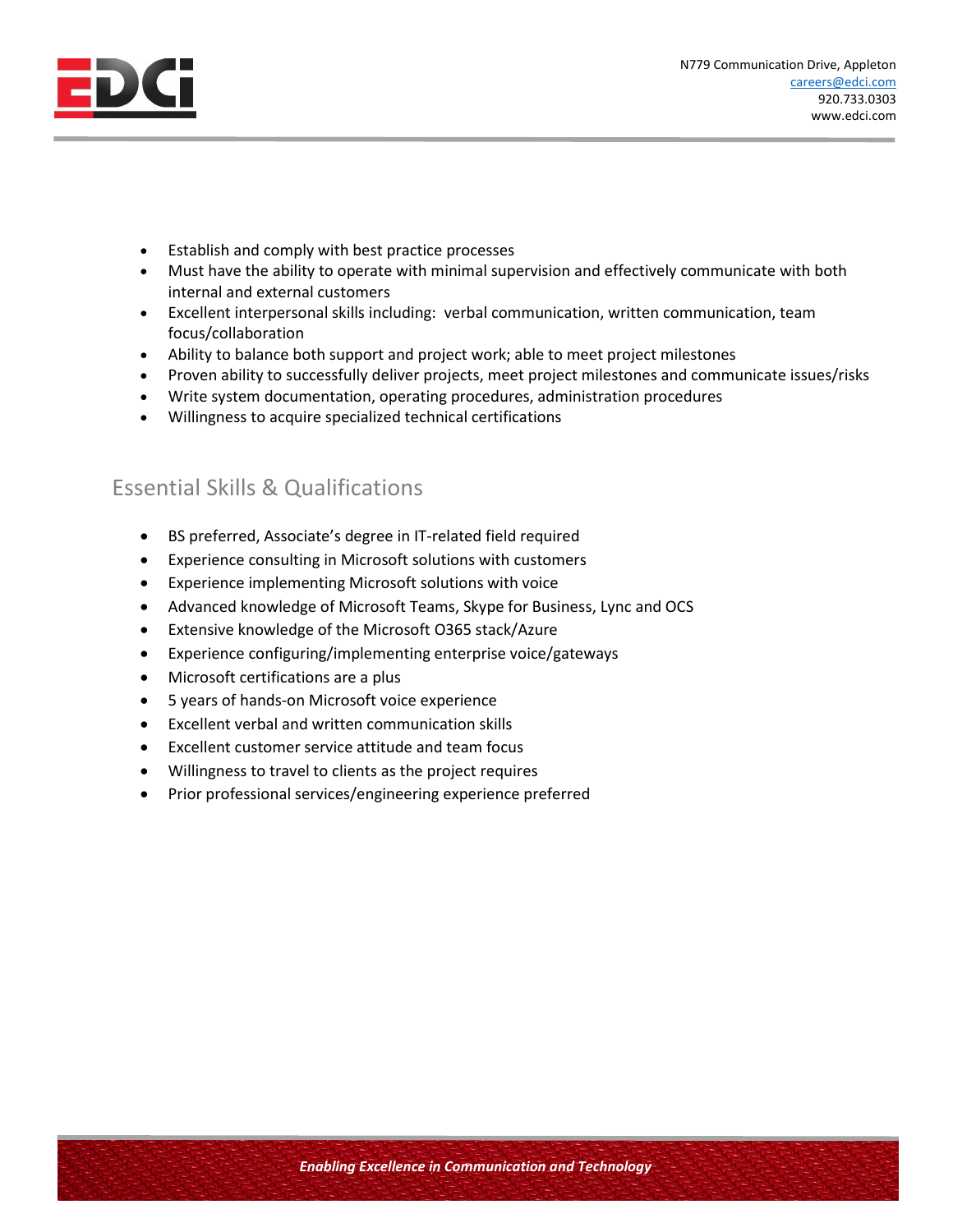- Establish and comply with best practice processes
- Must have the ability to operate with minimal supervision and effectively communicate with both internal and external customers
- Excellent interpersonal skills including: verbal communication, written communication, team focus/collaboration
- Ability to balance both support and project work; able to meet project milestones
- Proven ability to successfully deliver projects, meet project milestones and communicate issues/risks
- Write system documentation, operating procedures, administration procedures
- Willingness to acquire specialized technical certifications

## Essential Skills & Qualifications

- BS preferred, Associate's degree in IT-related field required
- Experience consulting in Microsoft solutions with customers
- Experience implementing Microsoft solutions with voice
- Advanced knowledge of Microsoft Teams, Skype for Business, Lync and OCS
- Extensive knowledge of the Microsoft O365 stack/Azure
- Experience configuring/implementing enterprise voice/gateways
- Microsoft certifications are a plus
- 5 years of hands-on Microsoft voice experience
- Excellent verbal and written communication skills
- Excellent customer service attitude and team focus
- Willingness to travel to clients as the project requires
- Prior professional services/engineering experience preferred